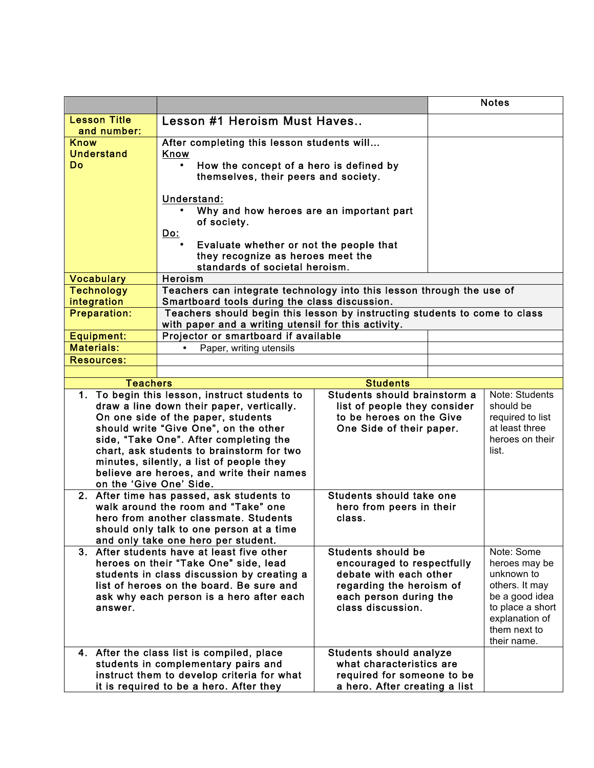| | | Notes |
|---|---|---|
| **Lesson Title and number:** | Lesson #1 Heroism Must Haves.. | |
| **Know Understand Do** | After completing this lesson students will… <br> Know <br> • How the concept of a hero is defined by themselves, their peers and society. <br><br> Understand: <br> • Why and how heroes are an important part of society. <br> Do: <br> • Evaluate whether or not the people that they recognize as heroes meet the standards of societal heroism. | |
| **Vocabulary** | Heroism | |
| **Technology integration** | Teachers can integrate technology into this lesson through the use of Smartboard tools during the class discussion. | |
| **Preparation:** | Teachers should begin this lesson by instructing students to come to class with paper and a writing utensil for this activity. | |
| **Equipment:** | Projector or smartboard if available | |
| **Materials:** | • Paper, writing utensils | |
| **Resources:** | | |
| | | |

| Teachers | Students | |
|---|---|---|
| 1. To begin this lesson, instruct students to draw a line down their paper, vertically. On one side of the paper, students should write “Give One”, on the other side, “Take One”. After completing the chart, ask students to brainstorm for two minutes, silently, a list of people they believe are heroes, and write their names on the ‘Give One’ Side. | Students should brainstorm a list of people they consider to be heroes on the Give One Side of their paper. | Note: Students should be required to list at least three heroes on their list. |
| 2. After time has passed, ask students to walk around the room and “Take” one hero from another classmate. Students should only talk to one person at a time and only take one hero per student. | Students should take one hero from peers in their class. | |
| 3. After students have at least five other heroes on their “Take One” side, lead students in class discussion by creating a list of heroes on the board. Be sure and ask why each person is a hero after each answer. | Students should be encouraged to respectfully debate with each other regarding the heroism of each person during the class discussion. | Note: Some heroes may be unknown to others. It may be a good idea to place a short explanation of them next to their name. |
| 4. After the class list is compiled, place students in complementary pairs and instruct them to develop criteria for what it is required to be a hero. After they | Students should analyze what characteristics are required for someone to be a hero. After creating a list | |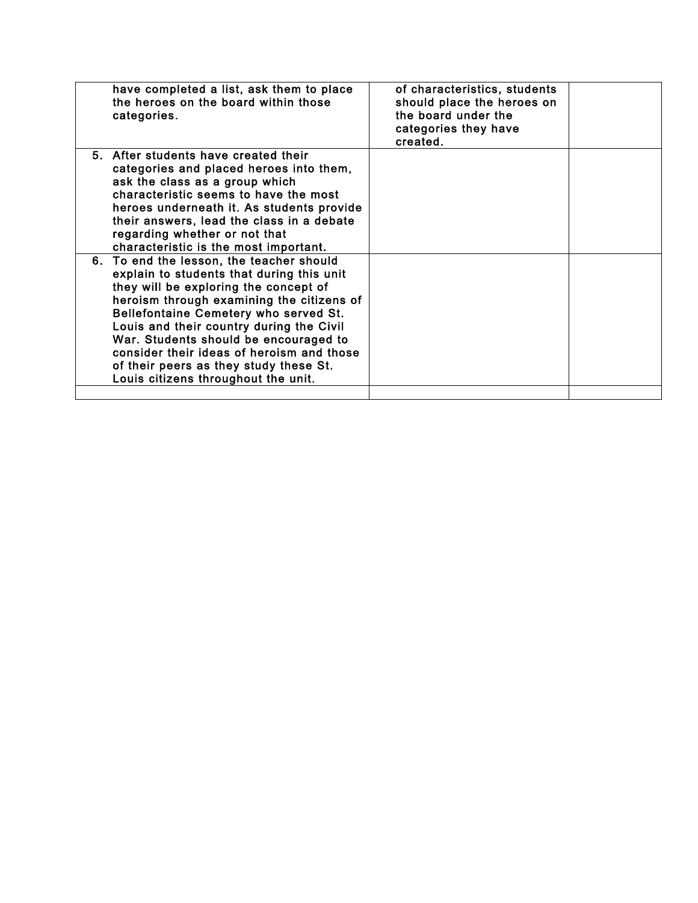| | | |
|---|---|---|
| have completed a list, ask them to place the heroes on the board within those categories. | of characteristics, students should place the heroes on the board under the categories they have created. | |
| 5. After students have created their categories and placed heroes into them, ask the class as a group which characteristic seems to have the most heroes underneath it. As students provide their answers, lead the class in a debate regarding whether or not that characteristic is the most important. | | |
| 6. To end the lesson, the teacher should explain to students that during this unit they will be exploring the concept of heroism through examining the citizens of Bellefontaine Cemetery who served St. Louis and their country during the Civil War. Students should be encouraged to consider their ideas of heroism and those of their peers as they study these St. Louis citizens throughout the unit. | | |
| | | |